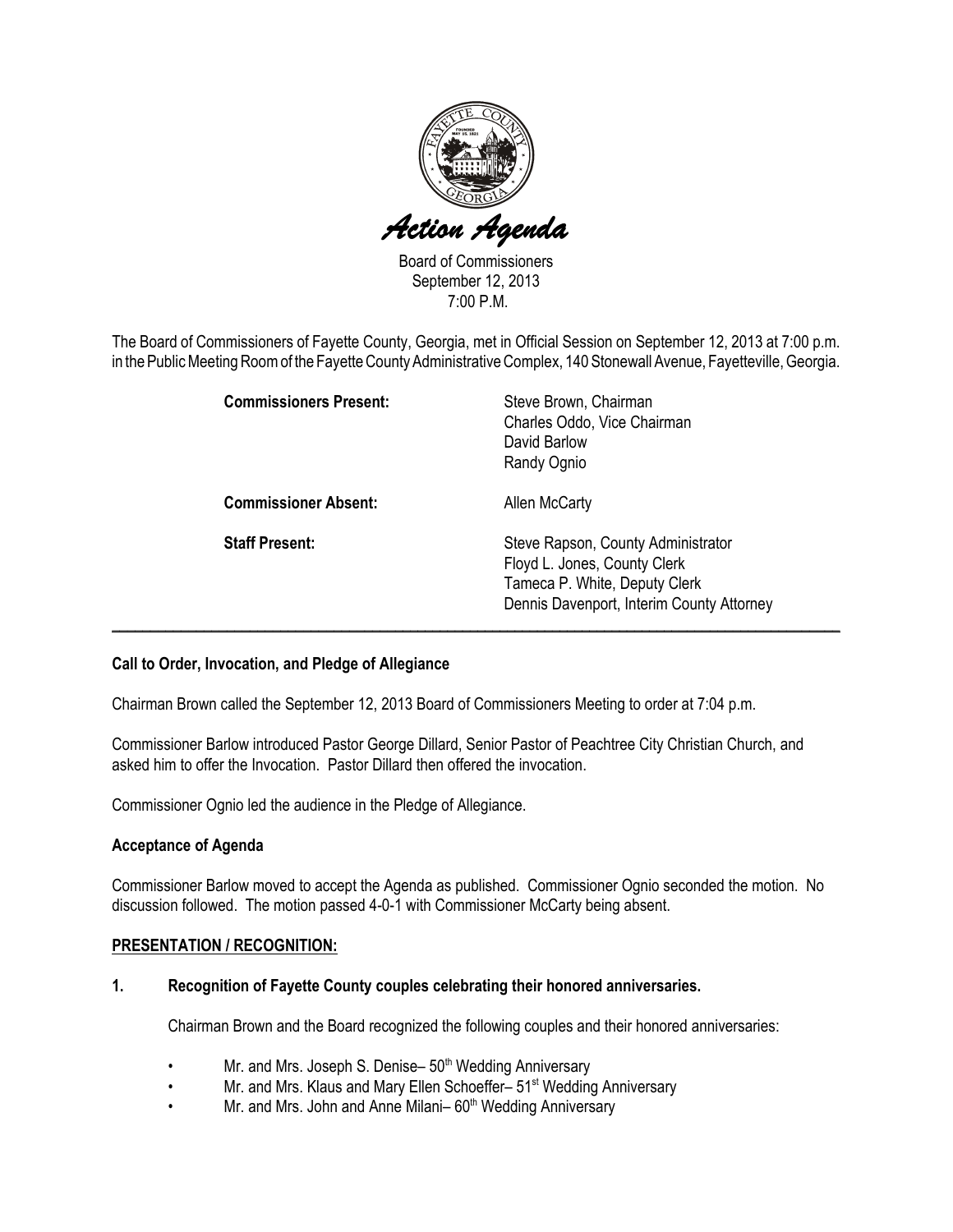# *Action Agenda*

Board of Commissioners
September 12, 2013
7:00 P.M.

The Board of Commissioners of Fayette County, Georgia, met in Official Session on September 12, 2013 at 7:00 p.m. in the Public Meeting Room of the Fayette County Administrative Complex, 140 Stonewall Avenue, Fayetteville, Georgia.

| | |
|---|---|
| **Commissioners Present:** | Steve Brown, Chairman<br>Charles Oddo, Vice Chairman<br>David Barlow<br>Randy Ognio |
| **Commissioner Absent:** | Allen McCarty |
| **Staff Present:** | Steve Rapson, County Administrator<br>Floyd L. Jones, County Clerk<br>Tameca P. White, Deputy Clerk<br>Dennis Davenport, Interim County Attorney |

---

**Call to Order, Invocation, and Pledge of Allegiance**

Chairman Brown called the September 12, 2013 Board of Commissioners Meeting to order at 7:04 p.m.

Commissioner Barlow introduced Pastor George Dillard, Senior Pastor of Peachtree City Christian Church, and asked him to offer the Invocation. Pastor Dillard then offered the invocation.

Commissioner Ognio led the audience in the Pledge of Allegiance.

**Acceptance of Agenda**

Commissioner Barlow moved to accept the Agenda as published. Commissioner Ognio seconded the motion. No discussion followed. The motion passed 4-0-1 with Commissioner McCarty being absent.

**PRESENTATION / RECOGNITION:**

**1. Recognition of Fayette County couples celebrating their honored anniversaries.**

Chairman Brown and the Board recognized the following couples and their honored anniversaries:

- Mr. and Mrs. Joseph S. Denise– 50th Wedding Anniversary
- Mr. and Mrs. Klaus and Mary Ellen Schoeffer– 51st Wedding Anniversary
- Mr. and Mrs. John and Anne Milani– 60th Wedding Anniversary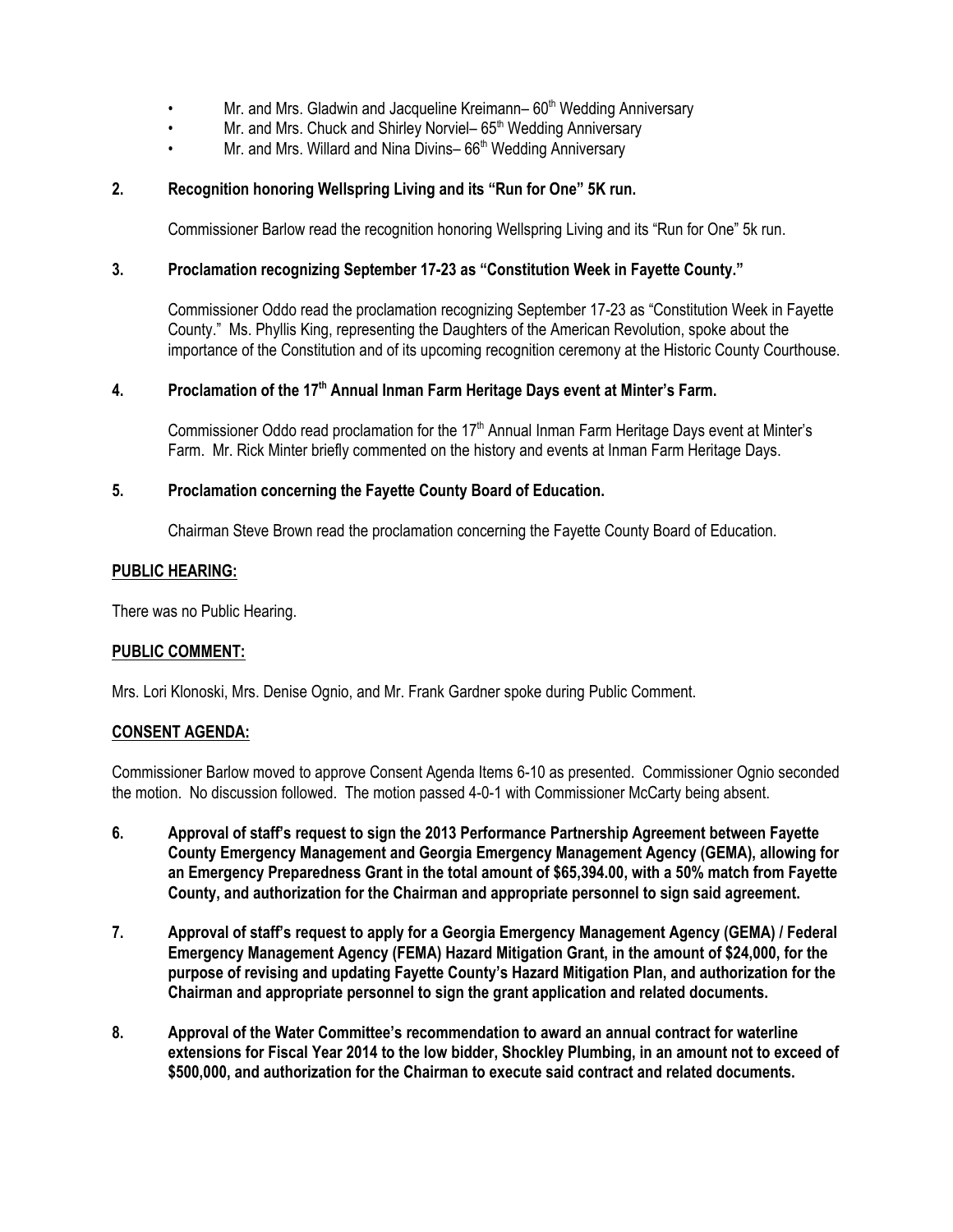- Mr. and Mrs. Gladwin and Jacqueline Kreimann– 60th Wedding Anniversary
- Mr. and Mrs. Chuck and Shirley Norviel– 65th Wedding Anniversary
- Mr. and Mrs. Willard and Nina Divins– 66th Wedding Anniversary

**2. Recognition honoring Wellspring Living and its "Run for One" 5K run.**

Commissioner Barlow read the recognition honoring Wellspring Living and its "Run for One" 5k run.

**3. Proclamation recognizing September 17-23 as "Constitution Week in Fayette County."**

Commissioner Oddo read the proclamation recognizing September 17-23 as "Constitution Week in Fayette County." Ms. Phyllis King, representing the Daughters of the American Revolution, spoke about the importance of the Constitution and of its upcoming recognition ceremony at the Historic County Courthouse.

**4. Proclamation of the 17th Annual Inman Farm Heritage Days event at Minter's Farm.**

Commissioner Oddo read proclamation for the 17th Annual Inman Farm Heritage Days event at Minter's Farm. Mr. Rick Minter briefly commented on the history and events at Inman Farm Heritage Days.

**5. Proclamation concerning the Fayette County Board of Education.**

Chairman Steve Brown read the proclamation concerning the Fayette County Board of Education.

## PUBLIC HEARING:

There was no Public Hearing.

## PUBLIC COMMENT:

Mrs. Lori Klonoski, Mrs. Denise Ognio, and Mr. Frank Gardner spoke during Public Comment.

## CONSENT AGENDA:

Commissioner Barlow moved to approve Consent Agenda Items 6-10 as presented. Commissioner Ognio seconded the motion. No discussion followed. The motion passed 4-0-1 with Commissioner McCarty being absent.

**6. Approval of staff's request to sign the 2013 Performance Partnership Agreement between Fayette County Emergency Management and Georgia Emergency Management Agency (GEMA), allowing for an Emergency Preparedness Grant in the total amount of $65,394.00, with a 50% match from Fayette County, and authorization for the Chairman and appropriate personnel to sign said agreement.**

**7. Approval of staff's request to apply for a Georgia Emergency Management Agency (GEMA) / Federal Emergency Management Agency (FEMA) Hazard Mitigation Grant, in the amount of $24,000, for the purpose of revising and updating Fayette County's Hazard Mitigation Plan, and authorization for the Chairman and appropriate personnel to sign the grant application and related documents.**

**8. Approval of the Water Committee's recommendation to award an annual contract for waterline extensions for Fiscal Year 2014 to the low bidder, Shockley Plumbing, in an amount not to exceed of $500,000, and authorization for the Chairman to execute said contract and related documents.**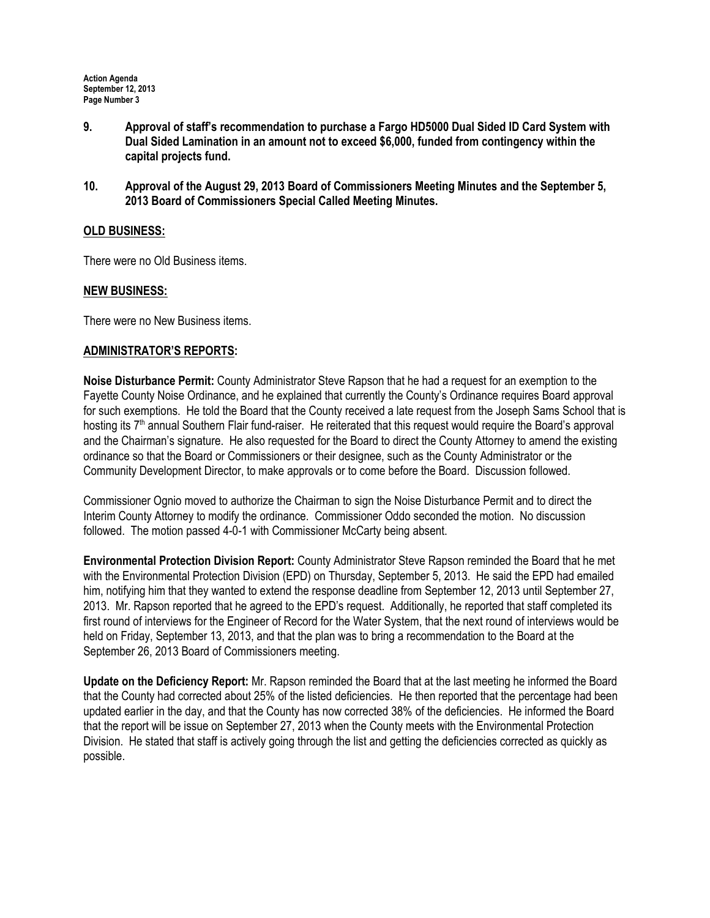**9. Approval of staff's recommendation to purchase a Fargo HD5000 Dual Sided ID Card System with Dual Sided Lamination in an amount not to exceed $6,000, funded from contingency within the capital projects fund.**

**10. Approval of the August 29, 2013 Board of Commissioners Meeting Minutes and the September 5, 2013 Board of Commissioners Special Called Meeting Minutes.**

## OLD BUSINESS:

There were no Old Business items.

## NEW BUSINESS:

There were no New Business items.

## ADMINISTRATOR'S REPORTS:

**Noise Disturbance Permit:** County Administrator Steve Rapson that he had a request for an exemption to the Fayette County Noise Ordinance, and he explained that currently the County's Ordinance requires Board approval for such exemptions. He told the Board that the County received a late request from the Joseph Sams School that is hosting its 7th annual Southern Flair fund-raiser. He reiterated that this request would require the Board's approval and the Chairman's signature. He also requested for the Board to direct the County Attorney to amend the existing ordinance so that the Board or Commissioners or their designee, such as the County Administrator or the Community Development Director, to make approvals or to come before the Board. Discussion followed.

Commissioner Ognio moved to authorize the Chairman to sign the Noise Disturbance Permit and to direct the Interim County Attorney to modify the ordinance. Commissioner Oddo seconded the motion. No discussion followed. The motion passed 4-0-1 with Commissioner McCarty being absent.

**Environmental Protection Division Report:** County Administrator Steve Rapson reminded the Board that he met with the Environmental Protection Division (EPD) on Thursday, September 5, 2013. He said the EPD had emailed him, notifying him that they wanted to extend the response deadline from September 12, 2013 until September 27, 2013. Mr. Rapson reported that he agreed to the EPD's request. Additionally, he reported that staff completed its first round of interviews for the Engineer of Record for the Water System, that the next round of interviews would be held on Friday, September 13, 2013, and that the plan was to bring a recommendation to the Board at the September 26, 2013 Board of Commissioners meeting.

**Update on the Deficiency Report:** Mr. Rapson reminded the Board that at the last meeting he informed the Board that the County had corrected about 25% of the listed deficiencies. He then reported that the percentage had been updated earlier in the day, and that the County has now corrected 38% of the deficiencies. He informed the Board that the report will be issue on September 27, 2013 when the County meets with the Environmental Protection Division. He stated that staff is actively going through the list and getting the deficiencies corrected as quickly as possible.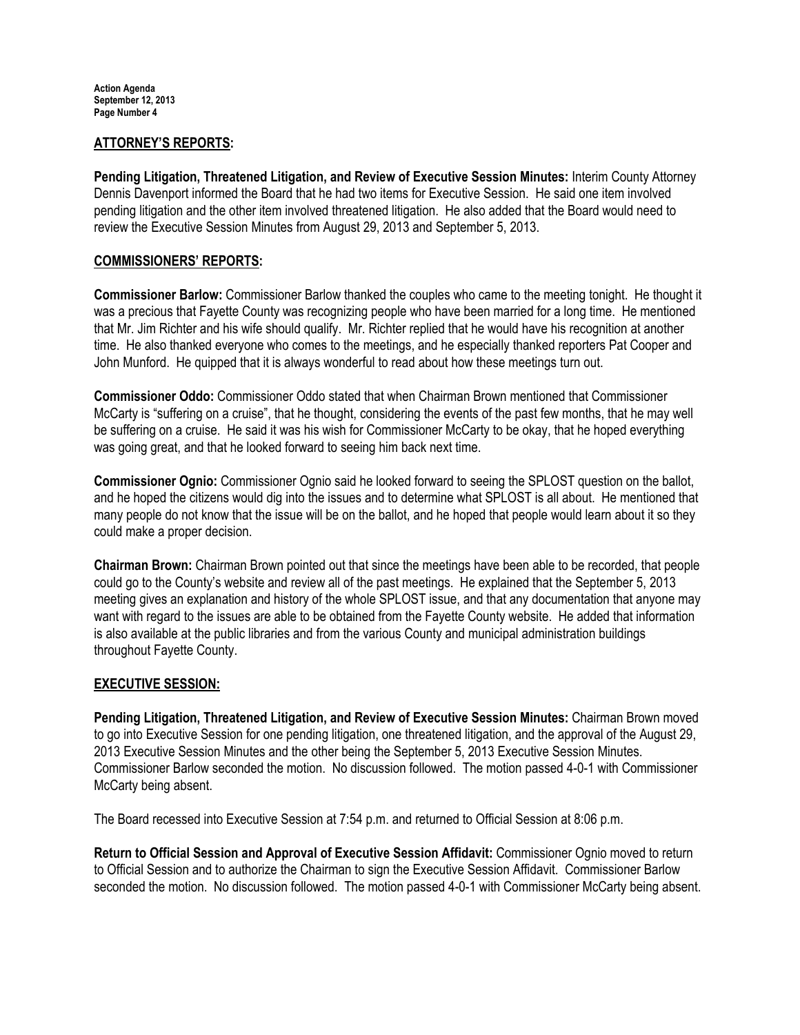## ATTORNEY'S REPORTS:

**Pending Litigation, Threatened Litigation, and Review of Executive Session Minutes:** Interim County Attorney Dennis Davenport informed the Board that he had two items for Executive Session. He said one item involved pending litigation and the other item involved threatened litigation. He also added that the Board would need to review the Executive Session Minutes from August 29, 2013 and September 5, 2013.

## COMMISSIONERS' REPORTS:

**Commissioner Barlow:** Commissioner Barlow thanked the couples who came to the meeting tonight. He thought it was a precious that Fayette County was recognizing people who have been married for a long time. He mentioned that Mr. Jim Richter and his wife should qualify. Mr. Richter replied that he would have his recognition at another time. He also thanked everyone who comes to the meetings, and he especially thanked reporters Pat Cooper and John Munford. He quipped that it is always wonderful to read about how these meetings turn out.

**Commissioner Oddo:** Commissioner Oddo stated that when Chairman Brown mentioned that Commissioner McCarty is "suffering on a cruise", that he thought, considering the events of the past few months, that he may well be suffering on a cruise. He said it was his wish for Commissioner McCarty to be okay, that he hoped everything was going great, and that he looked forward to seeing him back next time.

**Commissioner Ognio:** Commissioner Ognio said he looked forward to seeing the SPLOST question on the ballot, and he hoped the citizens would dig into the issues and to determine what SPLOST is all about. He mentioned that many people do not know that the issue will be on the ballot, and he hoped that people would learn about it so they could make a proper decision.

**Chairman Brown:** Chairman Brown pointed out that since the meetings have been able to be recorded, that people could go to the County's website and review all of the past meetings. He explained that the September 5, 2013 meeting gives an explanation and history of the whole SPLOST issue, and that any documentation that anyone may want with regard to the issues are able to be obtained from the Fayette County website. He added that information is also available at the public libraries and from the various County and municipal administration buildings throughout Fayette County.

## EXECUTIVE SESSION:

**Pending Litigation, Threatened Litigation, and Review of Executive Session Minutes:** Chairman Brown moved to go into Executive Session for one pending litigation, one threatened litigation, and the approval of the August 29, 2013 Executive Session Minutes and the other being the September 5, 2013 Executive Session Minutes. Commissioner Barlow seconded the motion. No discussion followed. The motion passed 4-0-1 with Commissioner McCarty being absent.

The Board recessed into Executive Session at 7:54 p.m. and returned to Official Session at 8:06 p.m.

**Return to Official Session and Approval of Executive Session Affidavit:** Commissioner Ognio moved to return to Official Session and to authorize the Chairman to sign the Executive Session Affidavit. Commissioner Barlow seconded the motion. No discussion followed. The motion passed 4-0-1 with Commissioner McCarty being absent.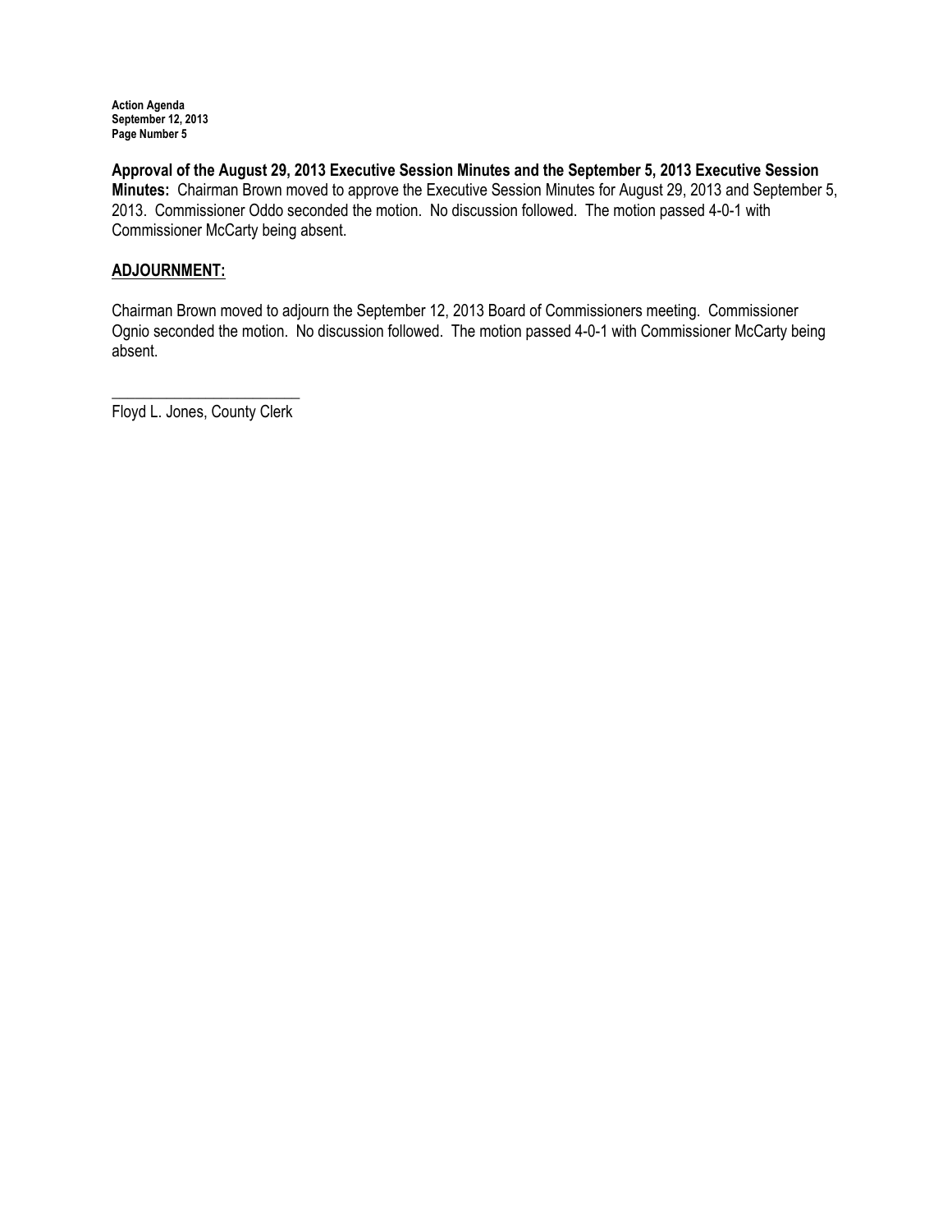**Approval of the August 29, 2013 Executive Session Minutes and the September 5, 2013 Executive Session Minutes:** Chairman Brown moved to approve the Executive Session Minutes for August 29, 2013 and September 5, 2013. Commissioner Oddo seconded the motion. No discussion followed. The motion passed 4-0-1 with Commissioner McCarty being absent.

## ADJOURNMENT:

Chairman Brown moved to adjourn the September 12, 2013 Board of Commissioners meeting. Commissioner Ognio seconded the motion. No discussion followed. The motion passed 4-0-1 with Commissioner McCarty being absent.

\_\_\_\_\_\_\_\_\_\_\_\_\_\_\_\_\_\_\_\_\_\_\_\_\_

Floyd L. Jones, County Clerk